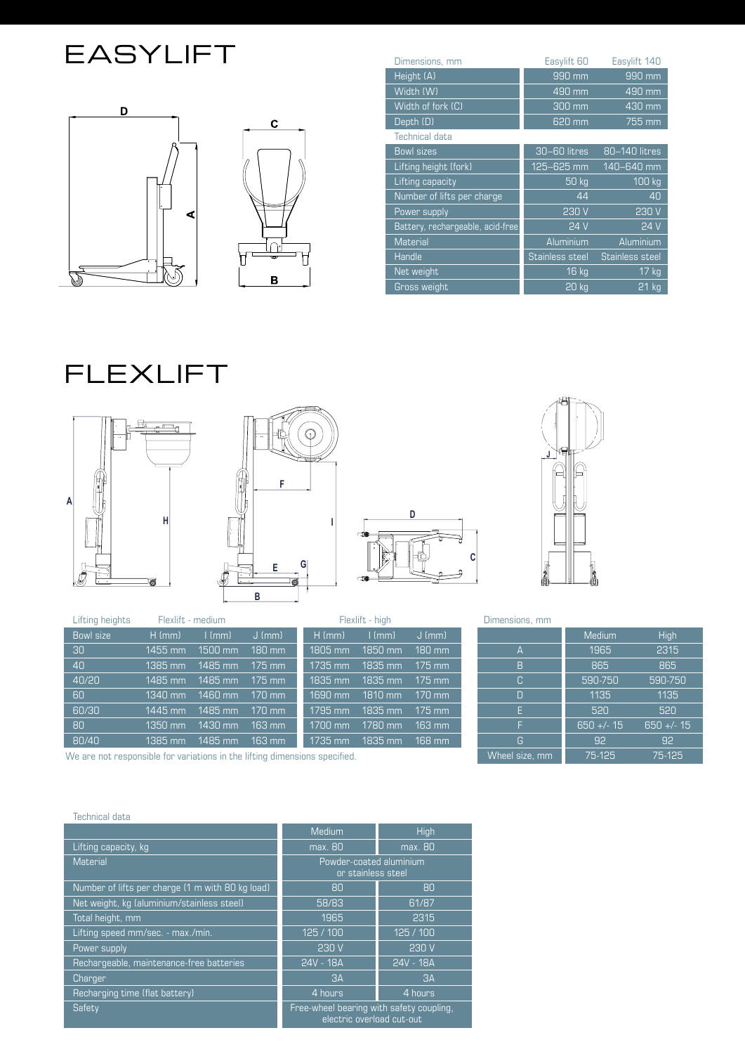# EASYLIFT

| Dimensions, mm | Easylift 60 | Easylift 140 |
|---|---|---|
| Height (A) | 990 mm | 990 mm |
| Width (W) | 490 mm | 490 mm |
| Width of fork (C) | 300 mm | 430 mm |
| Depth (D) | 620 mm | 755 mm |
| **Technical data** | | |
| Bowl sizes | 30–60 litres | 80–140 litres |
| Lifting height (fork) | 125–625 mm | 140–640 mm |
| Lifting capacity | 50 kg | 100 kg |
| Number of lifts per charge | 44 | 40 |
| Power supply | 230 V | 230 V |
| Battery, rechargeable, acid-free | 24 V | 24 V |
| Material | Aluminium | Aluminium |
| Handle | Stainless steel | Stainless steel |
| Net weight | 16 kg | 17 kg |
| Gross weight | 20 kg | 21 kg |

# FLEXLIFT

| Lifting heights | Flexlift - medium | | | Flexlift - high | | |
|---|---|---|---|---|---|---|
| Bowl size | H (mm) | I (mm) | J (mm) | H (mm) | I (mm) | J (mm) |
| 30 | 1455 mm | 1500 mm | 180 mm | 1805 mm | 1850 mm | 180 mm |
| 40 | 1385 mm | 1485 mm | 175 mm | 1735 mm | 1835 mm | 175 mm |
| 40/20 | 1485 mm | 1485 mm | 175 mm | 1835 mm | 1835 mm | 175 mm |
| 60 | 1340 mm | 1460 mm | 170 mm | 1690 mm | 1810 mm | 170 mm |
| 60/30 | 1445 mm | 1485 mm | 170 mm | 1795 mm | 1835 mm | 175 mm |
| 80 | 1350 mm | 1430 mm | 163 mm | 1700 mm | 1780 mm | 163 mm |
| 80/40 | 1385 mm | 1485 mm | 163 mm | 1735 mm | 1835 mm | 168 mm |

We are not responsible for variations in the lifting dimensions specified.

| Dimensions, mm | Medium | High |
|---|---|---|
| A | 1965 | 2315 |
| B | 865 | 865 |
| C | 590-750 | 590-750 |
| D | 1135 | 1135 |
| E | 520 | 520 |
| F | 650 +/- 15 | 650 +/- 15 |
| G | 92 | 92 |
| Wheel size, mm | 75-125 | 75-125 |

Technical data

| | Medium | High |
|---|---|---|
| Lifting capacity, kg | max. 80 | max. 80 |
| Material | Powder-coated aluminium or stainless steel | |
| Number of lifts per charge (1 m with 80 kg load) | 80 | 80 |
| Net weight, kg (aluminium/stainless steel) | 58/83 | 61/87 |
| Total height, mm | 1965 | 2315 |
| Lifting speed mm/sec. - max./min. | 125 / 100 | 125 / 100 |
| Power supply | 230 V | 230 V |
| Rechargeable, maintenance-free batteries | 24V - 18A | 24V - 18A |
| Charger | 3A | 3A |
| Recharging time (flat battery) | 4 hours | 4 hours |
| Safety | Free-wheel bearing with safety coupling, electric overload cut-out | |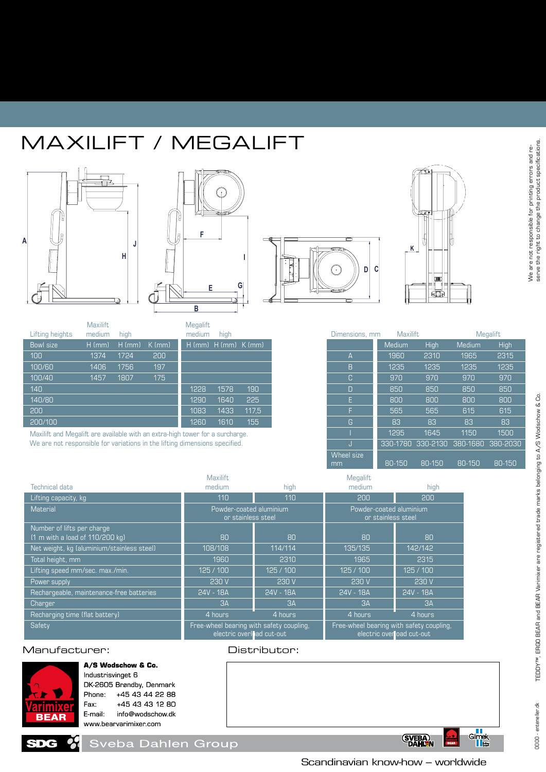# MAXILIFT / MEGALIFT

| Lifting heights | Maxilift medium | Maxilift high | | Megalift medium | Megalift high | |
|---|---|---|---|---|---|---|
| Bowl size | H (mm) | H (mm) | K (mm) | H (mm) | H (mm) | K (mm) |
| 100 | 1374 | 1724 | 200 | | | |
| 100/60 | 1406 | 1756 | 197 | | | |
| 100/40 | 1457 | 1807 | 175 | | | |
| 140 | | | | 1228 | 1578 | 190 |
| 140/80 | | | | 1290 | 1640 | 225 |
| 200 | | | | 1083 | 1433 | 117,5 |
| 200/100 | | | | 1260 | 1610 | 155 |

Maxilift and Megalift are available with an extra-high tower for a surcharge.
We are not responsible for variations in the lifting dimensions specified.

| Dimensions, mm | Maxilift Medium | Maxilift High | Megalift Medium | Megalift High |
|---|---|---|---|---|
| A | 1960 | 2310 | 1965 | 2315 |
| B | 1235 | 1235 | 1235 | 1235 |
| C | 970 | 970 | 970 | 970 |
| D | 850 | 850 | 850 | 850 |
| E | 800 | 800 | 800 | 800 |
| F | 565 | 565 | 615 | 615 |
| G | 83 | 83 | 83 | 83 |
| I | 1295 | 1645 | 1150 | 1500 |
| J | 330-1780 | 330-2130 | 380-1680 | 380-2030 |
| Wheel size mm | 80-150 | 80-150 | 80-150 | 80-150 |

| Technical data | Maxilift medium | Maxilift high | Megalift medium | Megalift high |
|---|---|---|---|---|
| Lifting capacity, kg | 110 | 110 | 200 | 200 |
| Material | Powder-coated aluminium or stainless steel | | Powder-coated aluminium or stainless steel | |
| Number of lifts per charge (1 m with a load of 110/200 kg) | 80 | 80 | 80 | 80 |
| Net weight, kg (aluminium/stainless steel) | 108/108 | 114/114 | 135/135 | 142/142 |
| Total height, mm | 1960 | 2310 | 1965 | 2315 |
| Lifting speed mm/sec. max./min. | 125 / 100 | 125 / 100 | 125 / 100 | 125 / 100 |
| Power supply | 230 V | 230 V | 230 V | 230 V |
| Rechargeable, maintenance-free batteries | 24V - 18A | 24V - 18A | 24V - 18A | 24V - 18A |
| Charger | 3A | 3A | 3A | 3A |
| Recharging time (flat battery) | 4 hours | 4 hours | 4 hours | 4 hours |
| Safety | Free-wheel bearing with safety coupling, electric overload cut-out | | Free-wheel bearing with safety coupling, electric overload cut-out | |

## Manufacturer:

**A/S Wodschow & Co.**
Industrisvinget 6
DK-2605 Brøndby, Denmark
Phone: +45 43 44 22 88
Fax: +45 43 43 12 80
E-mail: info@wodschow.dk
www.bearvarimixer.com

## Distributor:

Sveba Dahlen Group

Scandinavian know-how – worldwide

We are not responsible for printing errors and reserve the right to change the product specifications.

TEDDY™, ERGO BEAR and BEAR Varimixer are registered trade marks belonging to A/S Wodschow & Co.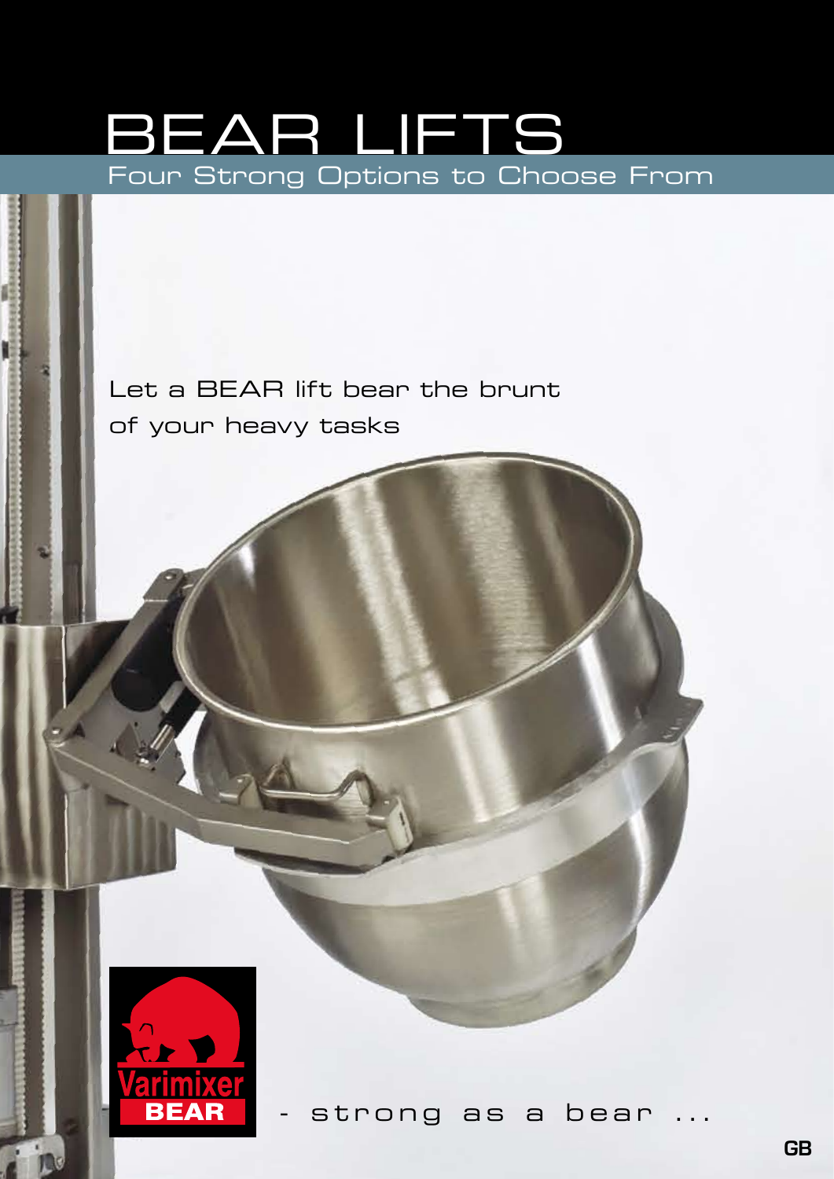# BEAR LIFTS

## Four Strong Options to Choose From

Let a BEAR lift bear the brunt of your heavy tasks

Varimixer BEAR

- strong as a bear ...

GB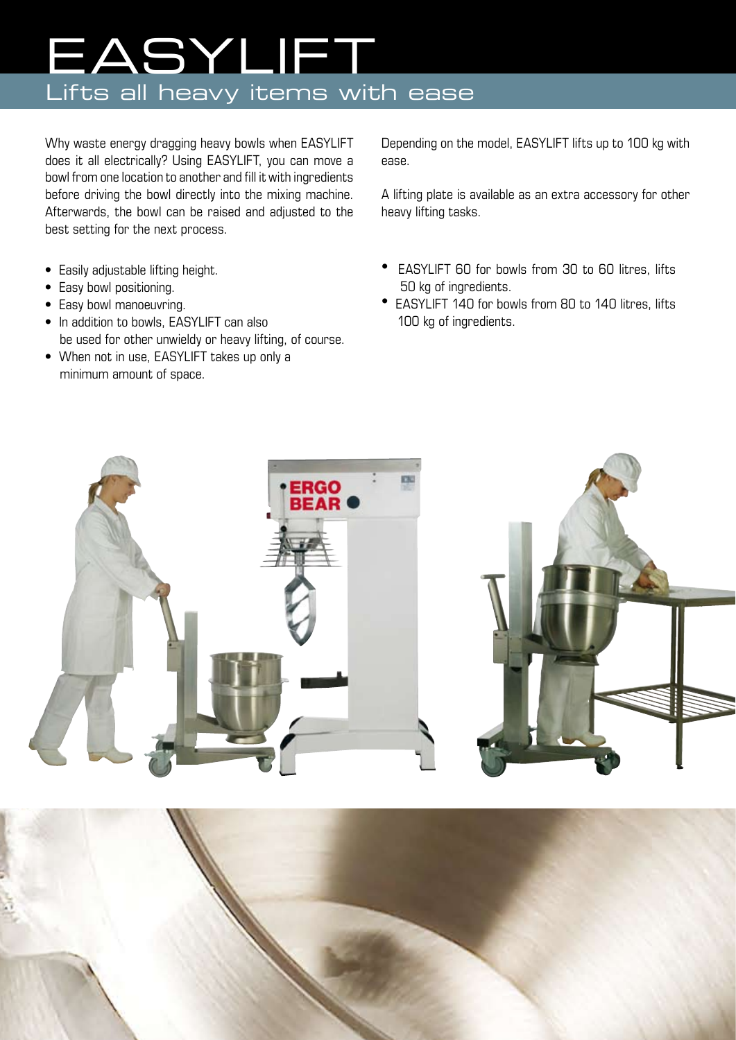# EASYLIFT

## Lifts all heavy items with ease

Why waste energy dragging heavy bowls when EASYLIFT does it all electrically? Using EASYLIFT, you can move a bowl from one location to another and fill it with ingredients before driving the bowl directly into the mixing machine. Afterwards, the bowl can be raised and adjusted to the best setting for the next process.

- Easily adjustable lifting height.
- Easy bowl positioning.
- Easy bowl manoeuvring.
- In addition to bowls, EASYLIFT can also be used for other unwieldy or heavy lifting, of course.
- When not in use, EASYLIFT takes up only a minimum amount of space.

Depending on the model, EASYLIFT lifts up to 100 kg with ease.

A lifting plate is available as an extra accessory for other heavy lifting tasks.

- EASYLIFT 60 for bowls from 30 to 60 litres, lifts 50 kg of ingredients.
- EASYLIFT 140 for bowls from 80 to 140 litres, lifts 100 kg of ingredients.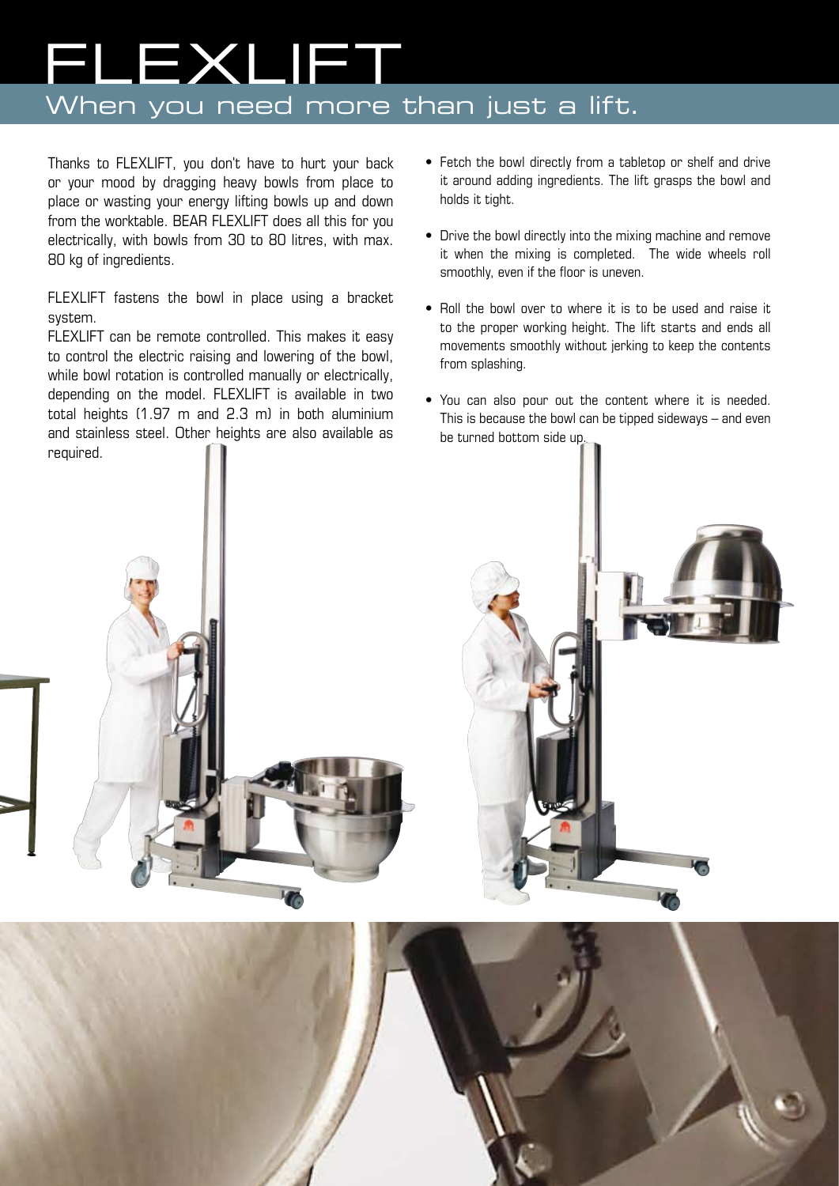# FLEXLIFT

## When you need more than just a lift.

Thanks to FLEXLIFT, you don't have to hurt your back or your mood by dragging heavy bowls from place to place or wasting your energy lifting bowls up and down from the worktable. BEAR FLEXLIFT does all this for you electrically, with bowls from 30 to 80 litres, with max. 80 kg of ingredients.

FLEXLIFT fastens the bowl in place using a bracket system.

FLEXLIFT can be remote controlled. This makes it easy to control the electric raising and lowering of the bowl, while bowl rotation is controlled manually or electrically, depending on the model. FLEXLIFT is available in two total heights (1.97 m and 2.3 m) in both aluminium and stainless steel. Other heights are also available as required.

- Fetch the bowl directly from a tabletop or shelf and drive it around adding ingredients. The lift grasps the bowl and holds it tight.
- Drive the bowl directly into the mixing machine and remove it when the mixing is completed. The wide wheels roll smoothly, even if the floor is uneven.
- Roll the bowl over to where it is to be used and raise it to the proper working height. The lift starts and ends all movements smoothly without jerking to keep the contents from splashing.
- You can also pour out the content where it is needed. This is because the bowl can be tipped sideways – and even be turned bottom side up.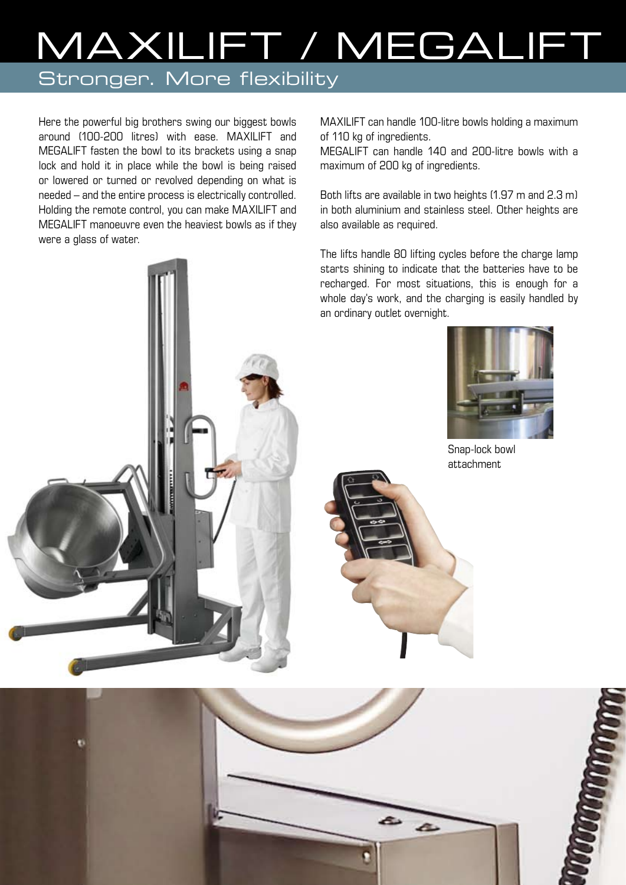# MAXILIFT / MEGALIFT

## Stronger. More flexibility

Here the powerful big brothers swing our biggest bowls around (100-200 litres) with ease. MAXILIFT and MEGALIFT fasten the bowl to its brackets using a snap lock and hold it in place while the bowl is being raised or lowered or turned or revolved depending on what is needed – and the entire process is electrically controlled. Holding the remote control, you can make MAXILIFT and MEGALIFT manoeuvre even the heaviest bowls as if they were a glass of water.

MAXILIFT can handle 100-litre bowls holding a maximum of 110 kg of ingredients.
MEGALIFT can handle 140 and 200-litre bowls with a maximum of 200 kg of ingredients.

Both lifts are available in two heights (1.97 m and 2.3 m) in both aluminium and stainless steel. Other heights are also available as required.

The lifts handle 80 lifting cycles before the charge lamp starts shining to indicate that the batteries have to be recharged. For most situations, this is enough for a whole day's work, and the charging is easily handled by an ordinary outlet overnight.

Snap-lock bowl attachment